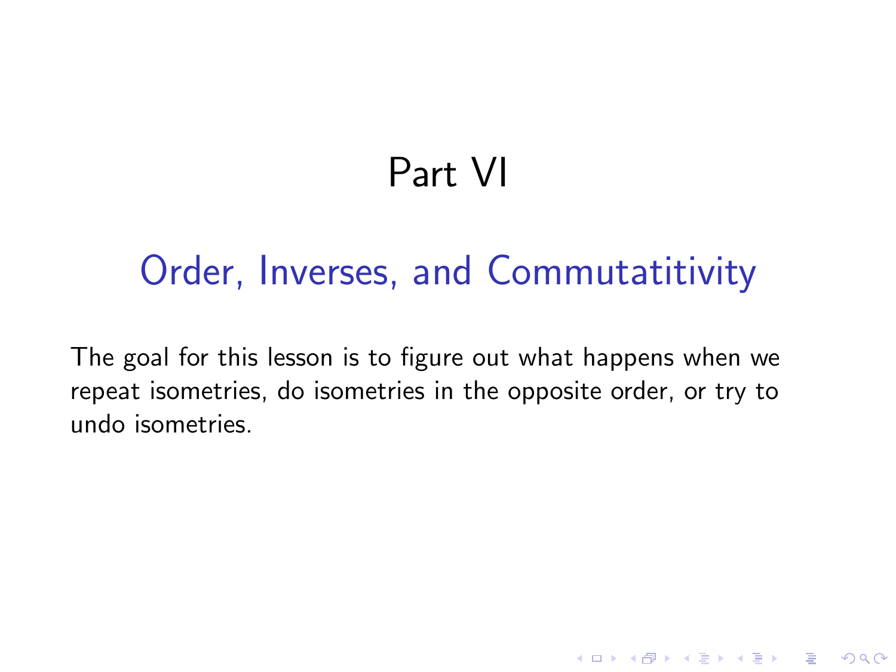# Part VI

## Order, Inverses, and Commutatitivity

The goal for this lesson is to figure out what happens when we repeat isometries, do isometries in the opposite order, or try to undo isometries.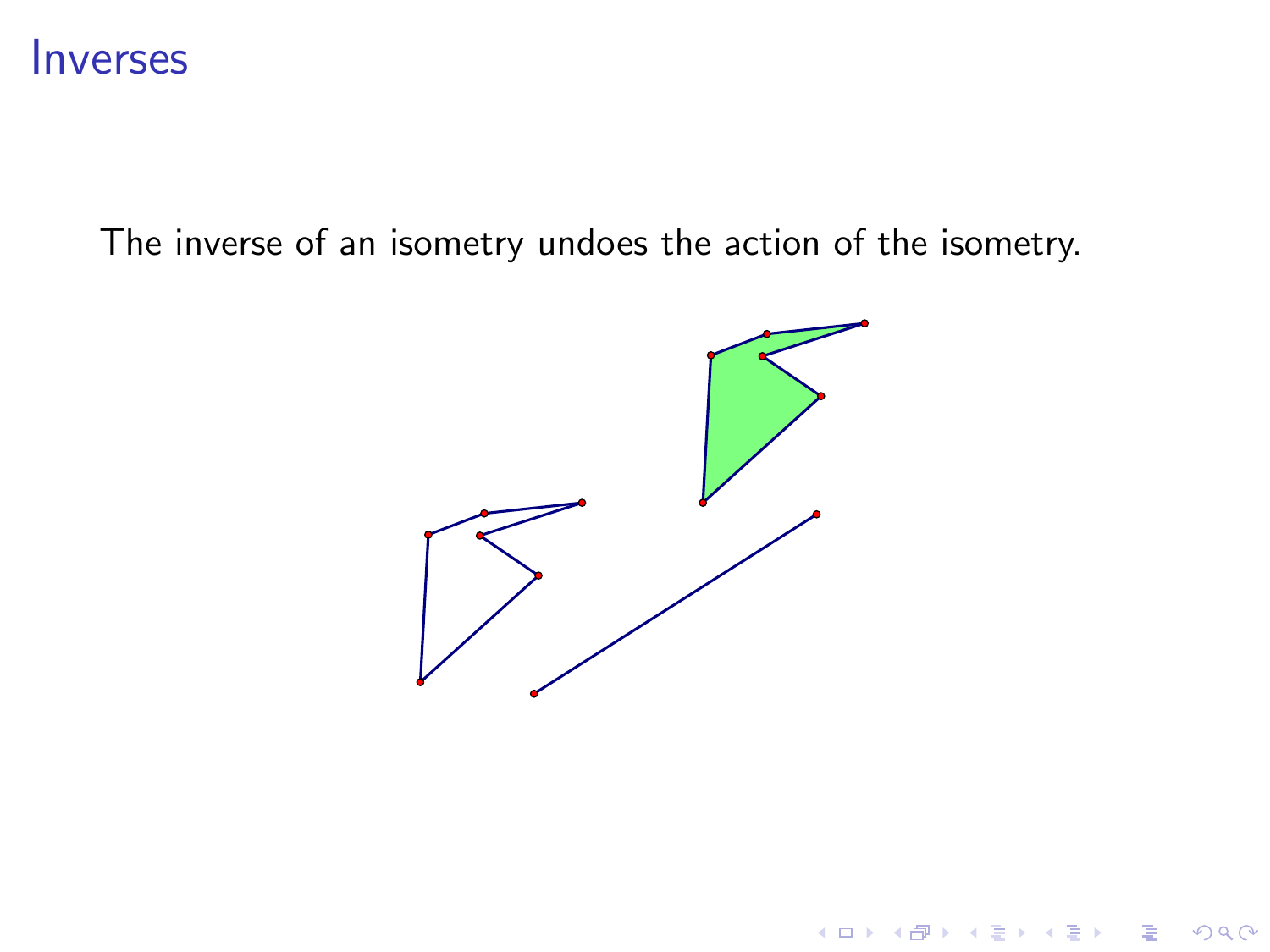# Inverses

The inverse of an isometry undoes the action of the isometry.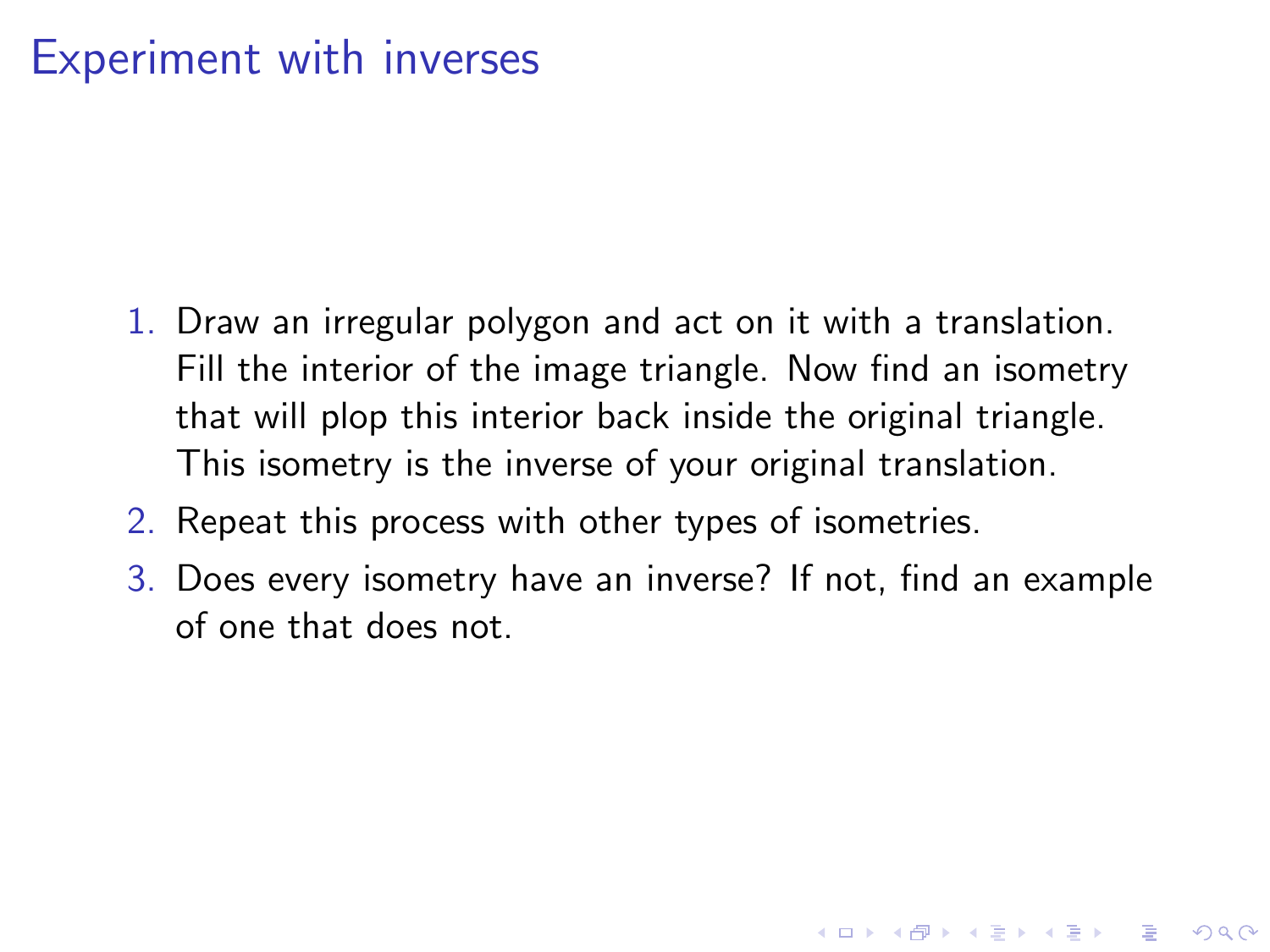# Experiment with inverses

1. Draw an irregular polygon and act on it with a translation. Fill the interior of the image triangle. Now find an isometry that will plop this interior back inside the original triangle. This isometry is the inverse of your original translation.
2. Repeat this process with other types of isometries.
3. Does every isometry have an inverse? If not, find an example of one that does not.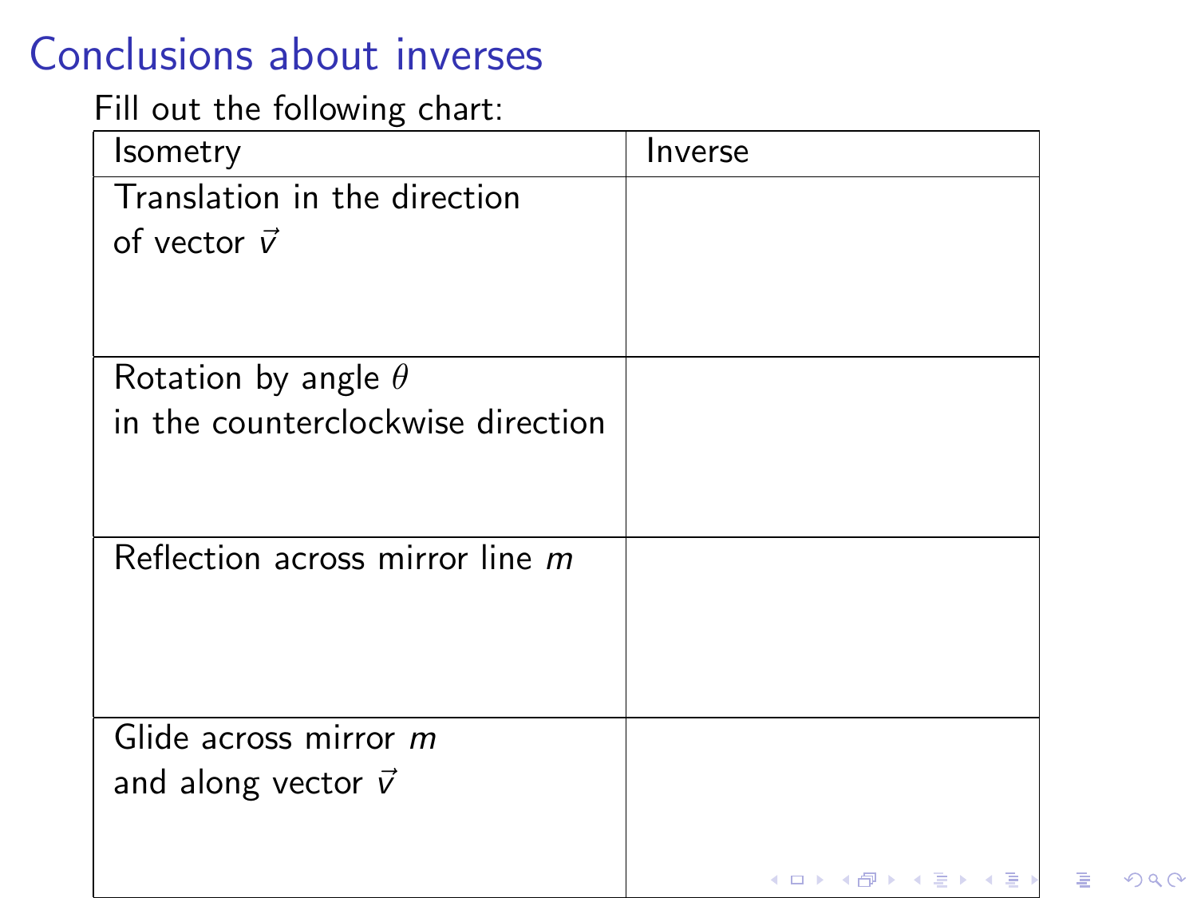# Conclusions about inverses

Fill out the following chart:

| Isometry | Inverse |
|---|---|
| Translation in the direction of vector $\vec{v}$ | |
| Rotation by angle $\theta$ in the counterclockwise direction | |
| Reflection across mirror line $m$ | |
| Glide across mirror $m$ and along vector $\vec{v}$ | |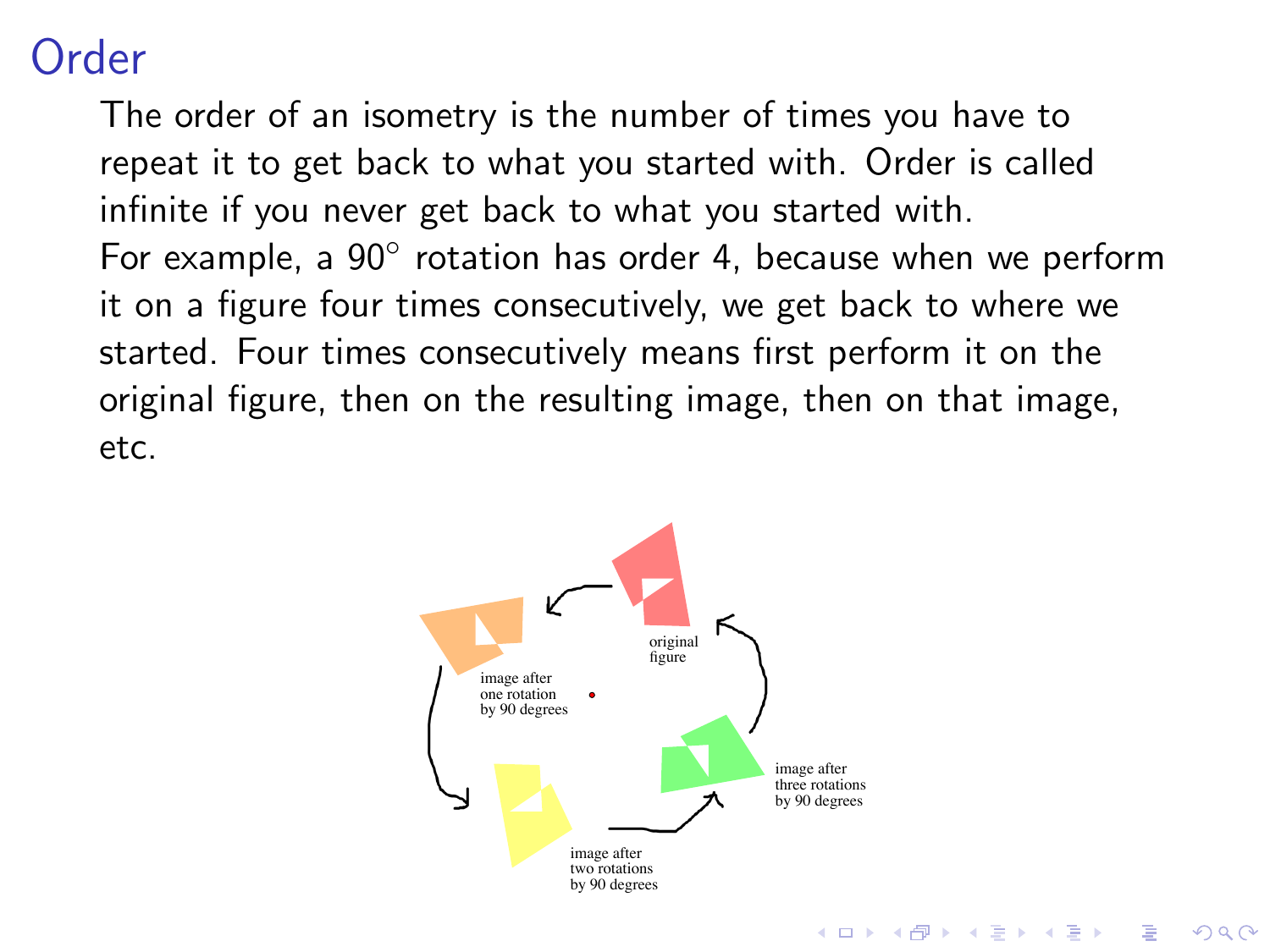# Order

The order of an isometry is the number of times you have to repeat it to get back to what you started with. Order is called infinite if you never get back to what you started with.

For example, a $90^\circ$ rotation has order 4, because when we perform it on a figure four times consecutively, we get back to where we started. Four times consecutively means first perform it on the original figure, then on the resulting image, then on that image, etc.

original figure

image after one rotation by 90 degrees

image after two rotations by 90 degrees

image after three rotations by 90 degrees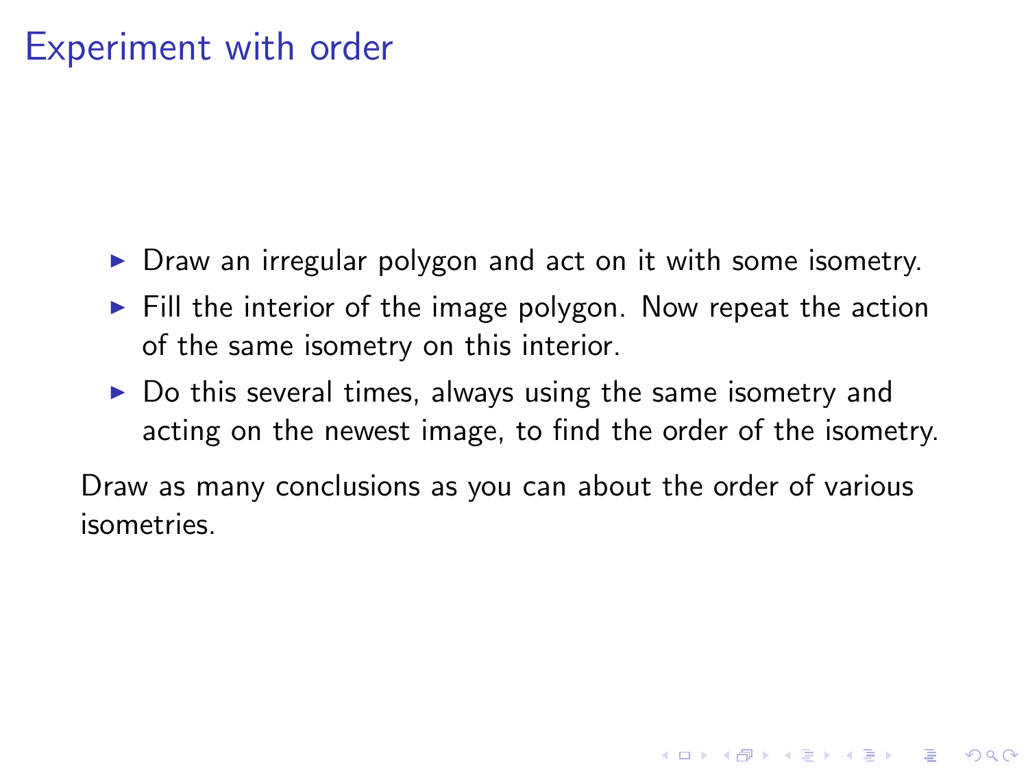# Experiment with order

- Draw an irregular polygon and act on it with some isometry.
- Fill the interior of the image polygon. Now repeat the action of the same isometry on this interior.
- Do this several times, always using the same isometry and acting on the newest image, to find the order of the isometry.

Draw as many conclusions as you can about the order of various isometries.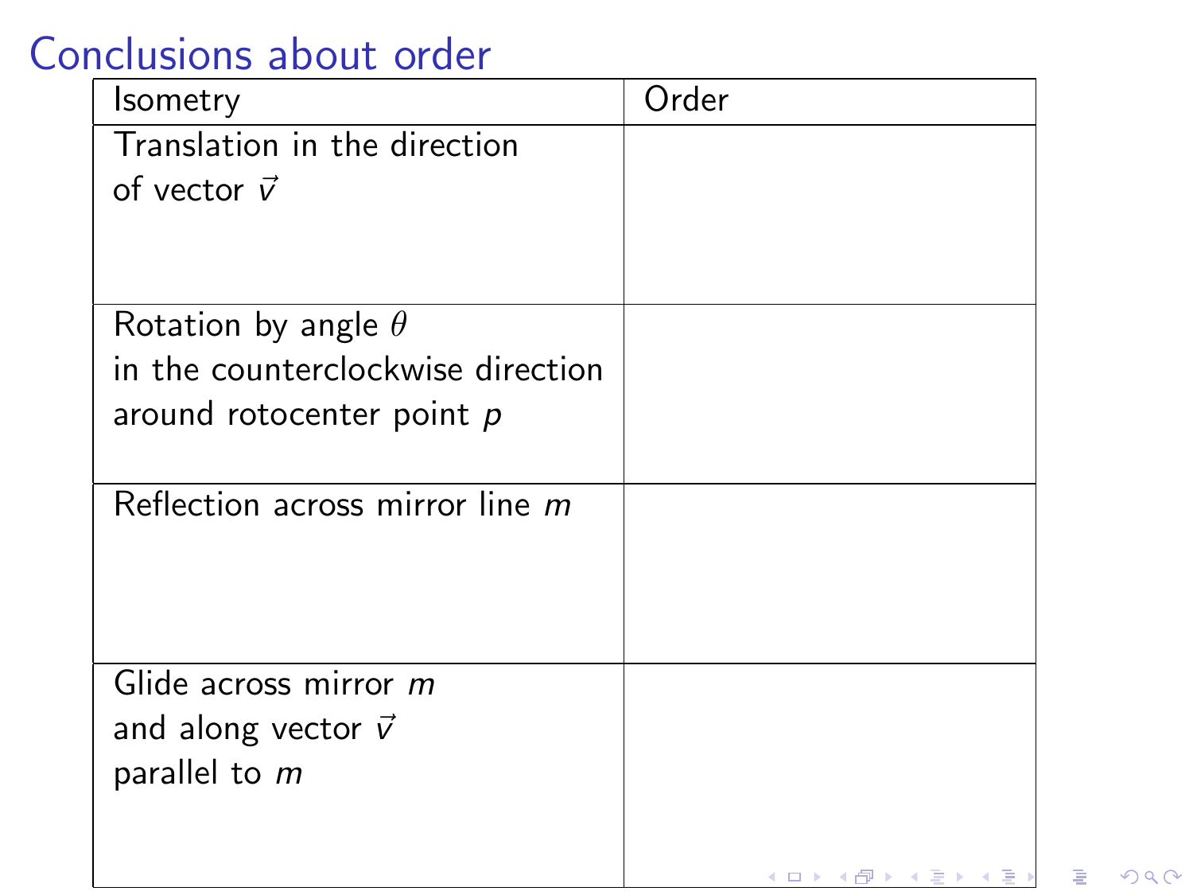# Conclusions about order

| Isometry | Order |
| --- | --- |
| Translation in the direction of vector $\vec{v}$ | |
| Rotation by angle $\theta$ in the counterclockwise direction around rotocenter point $p$ | |
| Reflection across mirror line $m$ | |
| Glide across mirror $m$ and along vector $\vec{v}$ parallel to $m$ | |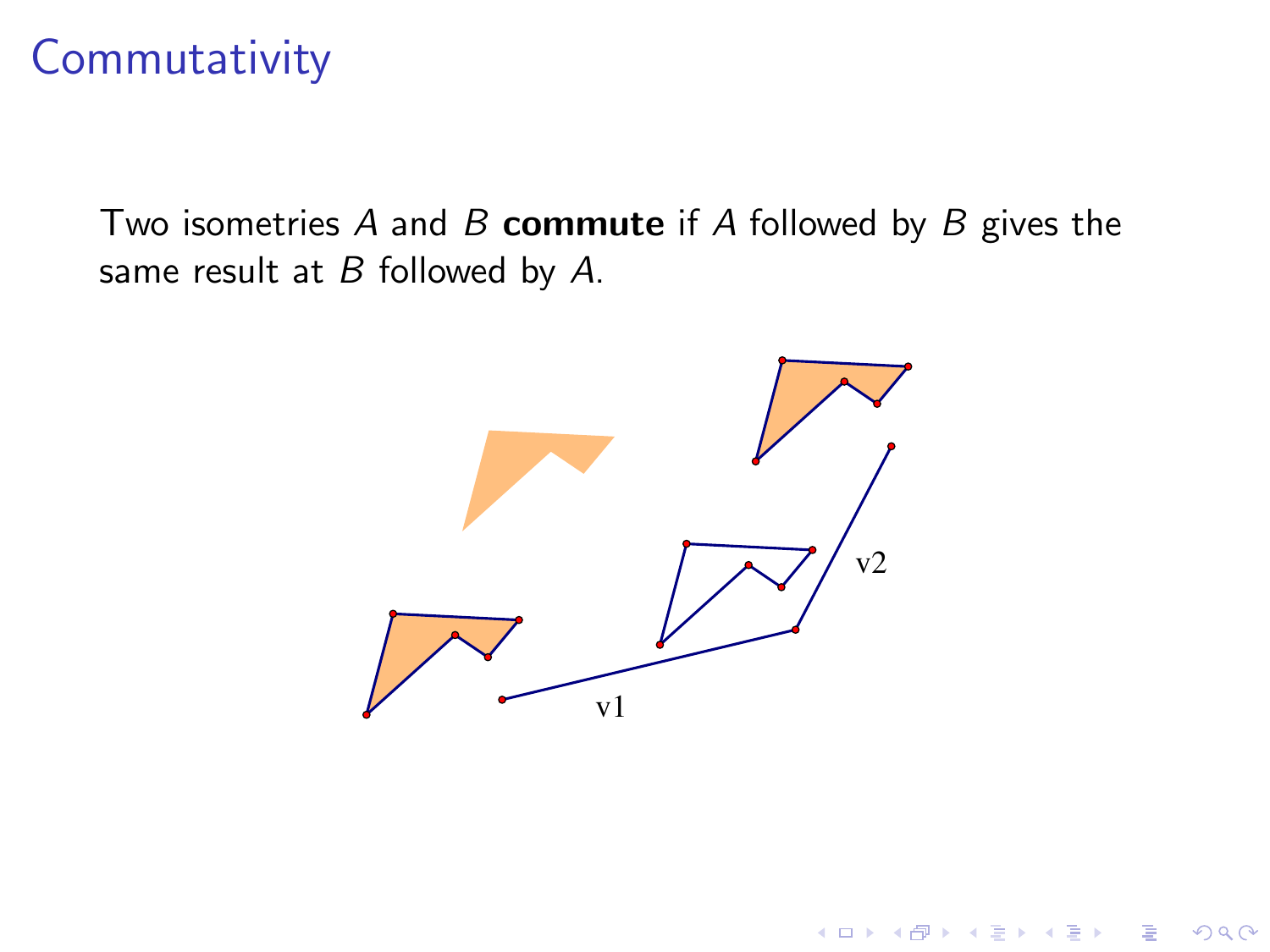# Commutativity

Two isometries $A$ and $B$ **commute** if $A$ followed by $B$ gives the same result at $B$ followed by $A$.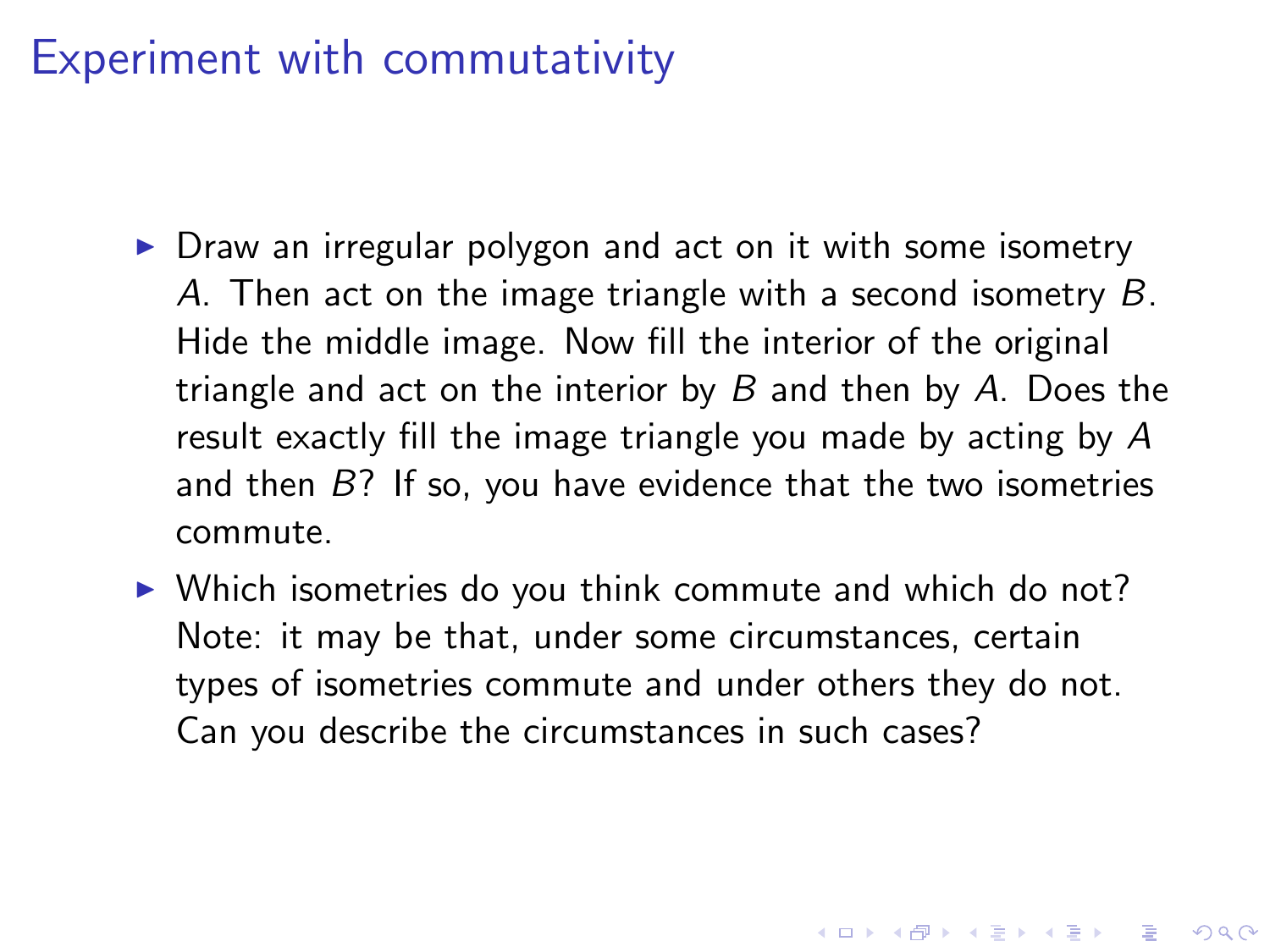# Experiment with commutativity

- Draw an irregular polygon and act on it with some isometry $A$. Then act on the image triangle with a second isometry $B$. Hide the middle image. Now fill the interior of the original triangle and act on the interior by $B$ and then by $A$. Does the result exactly fill the image triangle you made by acting by $A$ and then $B$? If so, you have evidence that the two isometries commute.
- Which isometries do you think commute and which do not? Note: it may be that, under some circumstances, certain types of isometries commute and under others they do not. Can you describe the circumstances in such cases?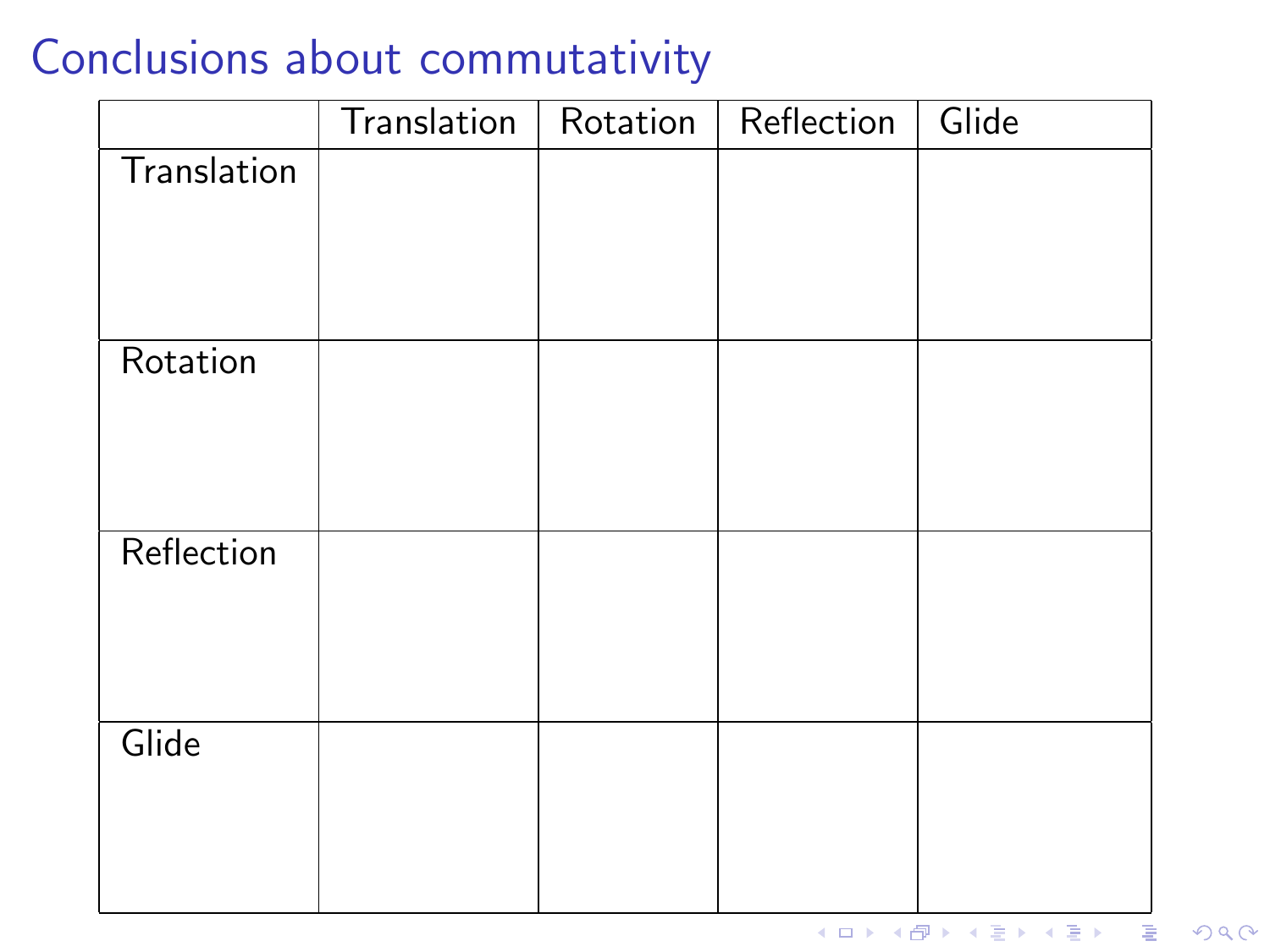# Conclusions about commutativity

| | Translation | Rotation | Reflection | Glide |
|---|---|---|---|---|
| Translation | | | | |
| Rotation | | | | |
| Reflection | | | | |
| Glide | | | | |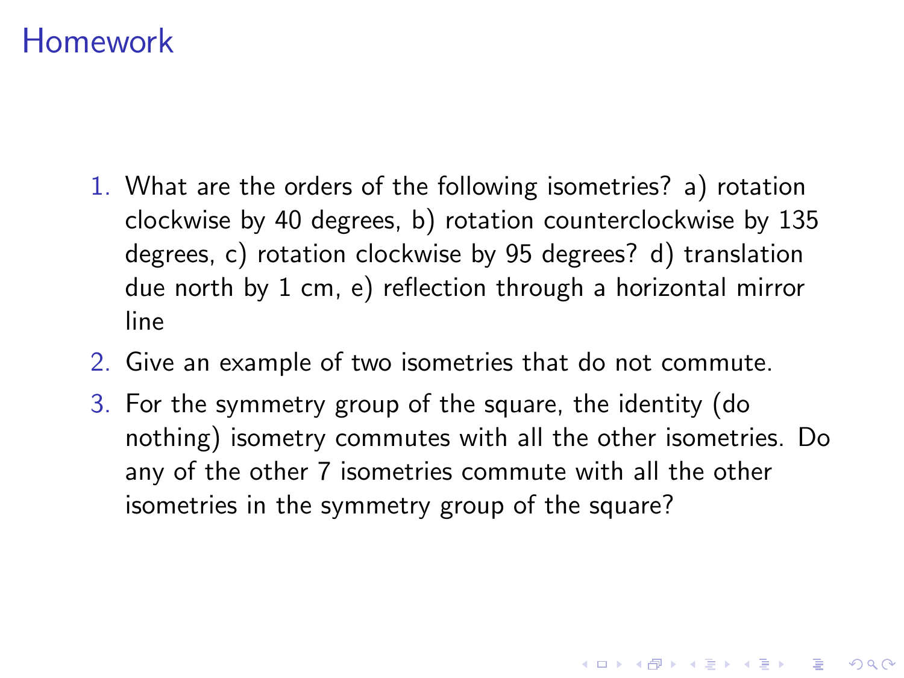# Homework

1. What are the orders of the following isometries? a) rotation clockwise by 40 degrees, b) rotation counterclockwise by 135 degrees, c) rotation clockwise by 95 degrees? d) translation due north by 1 cm, e) reflection through a horizontal mirror line
2. Give an example of two isometries that do not commute.
3. For the symmetry group of the square, the identity (do nothing) isometry commutes with all the other isometries. Do any of the other 7 isometries commute with all the other isometries in the symmetry group of the square?